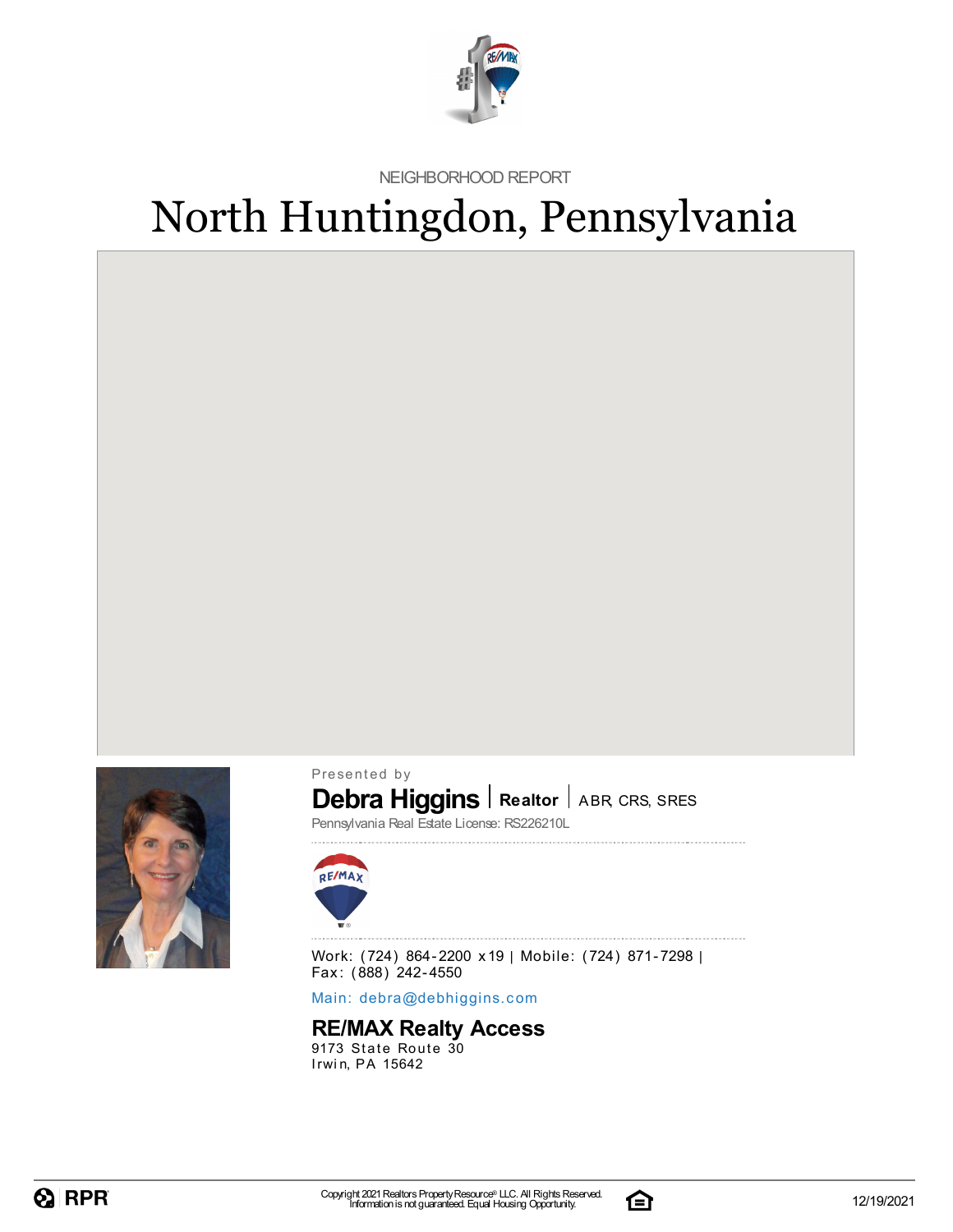NEIGHBORHOOD REPORT

# North Huntingdon, Pennsylvania

Presented by

**Debra Higgins** | **Realtor** | ABR, CRS, SRES

Pennsylvania Real Estate License: RS226210L

Work: (724) 864-2200 x19 | Mobile: (724) 871-7298 | Fax: (888) 242-4550

Main: debra@debhiggins.com

**RE/MAX Realty Access**

9173 State Route 30
Irwin, PA 15642

Copyright 2021 Realtors Property Resource® LLC. All Rights Reserved.
Information is not guaranteed. Equal Housing Opportunity.

12/19/2021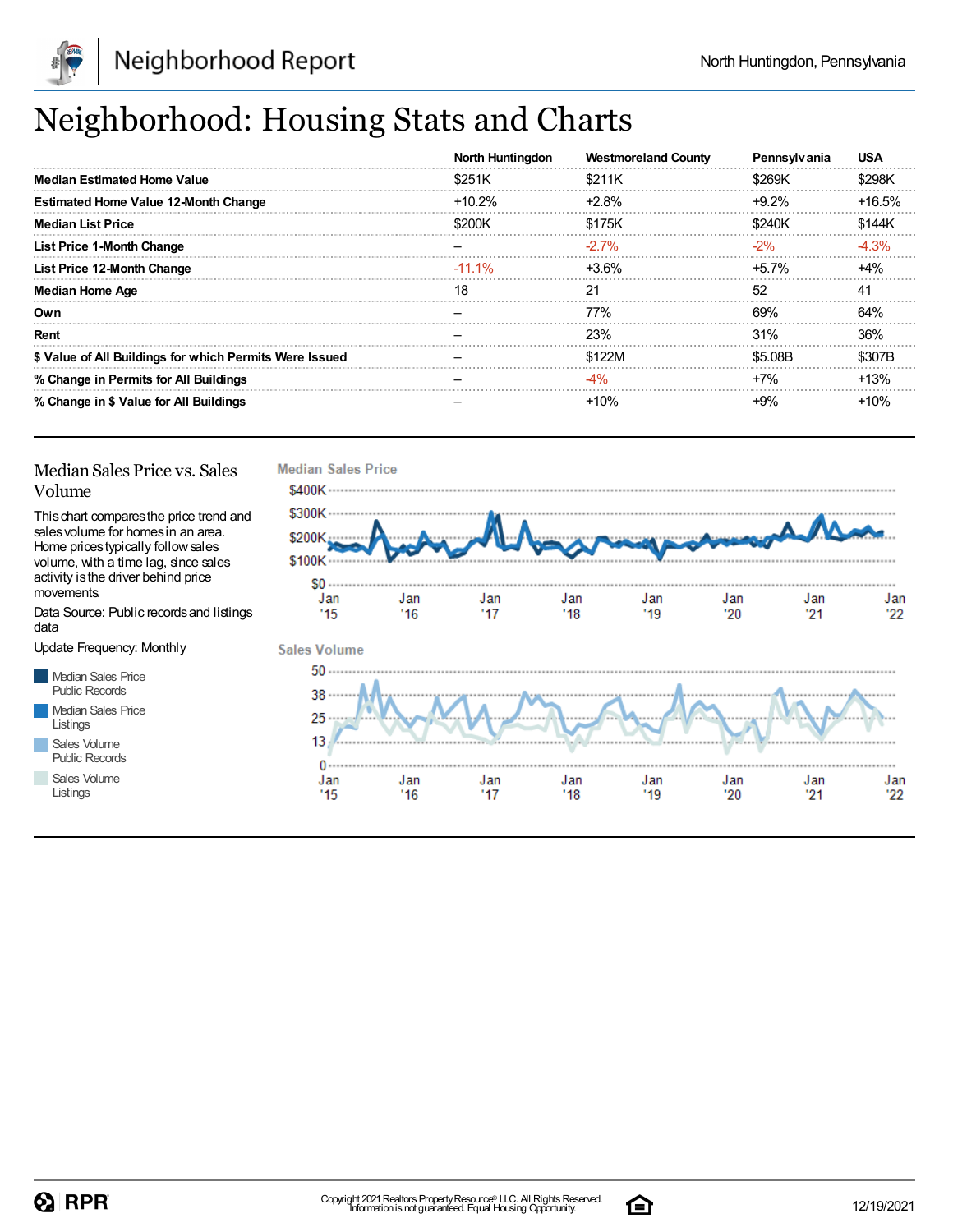# Neighborhood: Housing Stats and Charts

| | North Huntingdon | Westmoreland County | Pennsylvania | USA |
|---|---|---|---|---|
| **Median Estimated Home Value** | $251K | $211K | $269K | $298K |
| **Estimated Home Value 12-Month Change** | +10.2% | +2.8% | +9.2% | +16.5% |
| **Median List Price** | $200K | $175K | $240K | $144K |
| **List Price 1-Month Change** | – | -2.7% | -2% | -4.3% |
| **List Price 12-Month Change** | -11.1% | +3.6% | +5.7% | +4% |
| **Median Home Age** | 18 | 21 | 52 | 41 |
| **Own** | – | 77% | 69% | 64% |
| **Rent** | – | 23% | 31% | 36% |
| **$ Value of All Buildings for which Permits Were Issued** | – | $122M | $5.08B | $307B |
| **% Change in Permits for All Buildings** | – | -4% | +7% | +13% |
| **% Change in $ Value for All Buildings** | – | +10% | +9% | +10% |

## Median Sales Price vs. Sales Volume

This chart compares the price trend and sales volume for homes in an area. Home prices typically follow sales volume, with a time lag, since sales activity is the driver behind price movements.

Data Source: Public records and listings data

Update Frequency: Monthly

- Median Sales Price Public Records
- Median Sales Price Listings
- Sales Volume Public Records
- Sales Volume Listings

**Median Sales Price**

$400K, $300K, $200K, $100K, $0

Jan '15, Jan '16, Jan '17, Jan '18, Jan '19, Jan '20, Jan '21, Jan '22

**Sales Volume**

50, 38, 25, 13, 0

Jan '15, Jan '16, Jan '17, Jan '18, Jan '19, Jan '20, Jan '21, Jan '22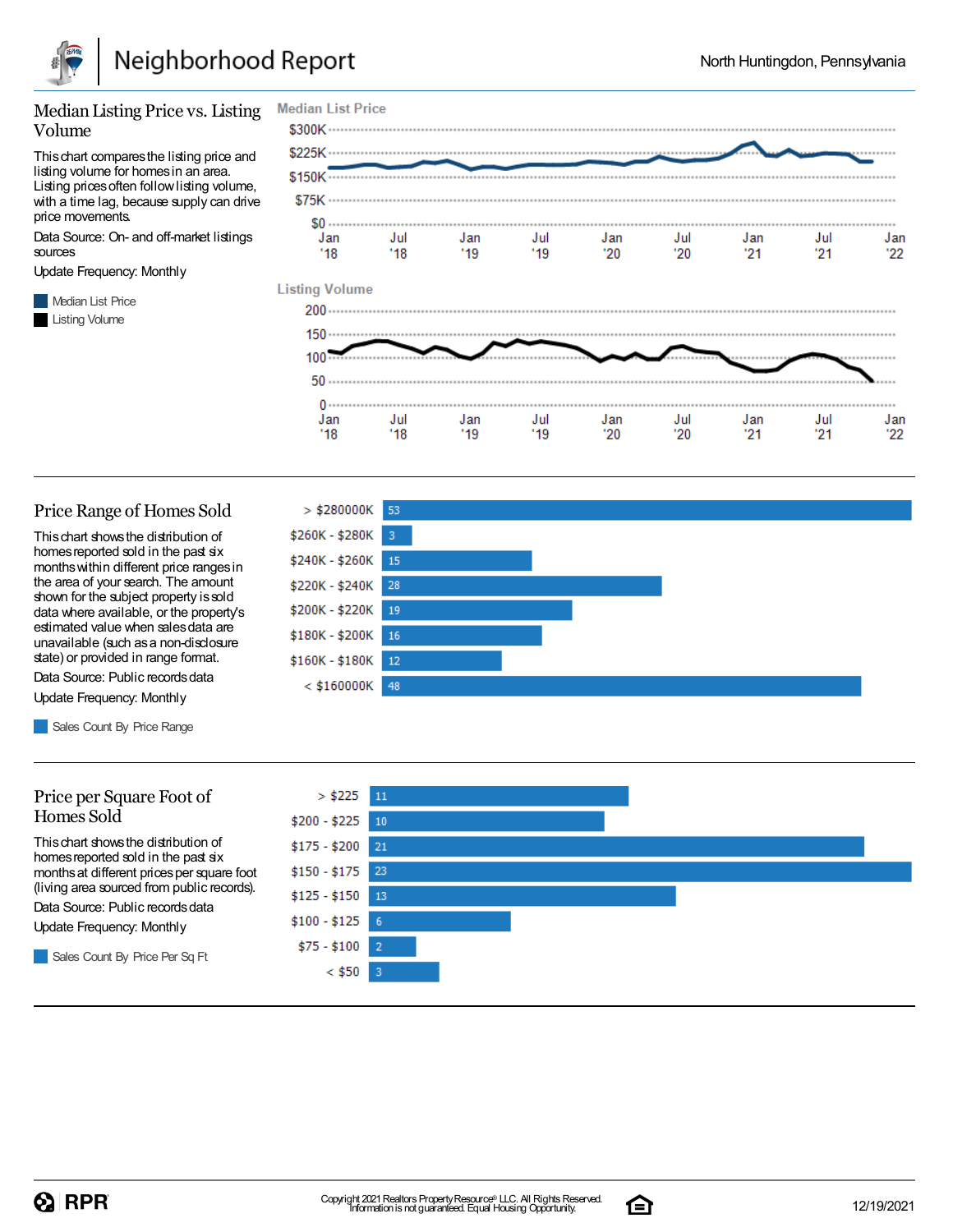# Neighborhood Report

North Huntingdon, Pennsylvania

## Median Listing Price vs. Listing Volume

This chart compares the listing price and listing volume for homes in an area. Listing prices often follow listing volume, with a time lag, because supply can drive price movements.

Data Source: On- and off-market listings sources

Update Frequency: Monthly

Median List Price

Listing Volume

## Price Range of Homes Sold

This chart shows the distribution of homes reported sold in the past six months within different price ranges in the area of your search. The amount shown for the subject property is sold data where available, or the property's estimated value when sales data are unavailable (such as a non-disclosure state) or provided in range format.

Data Source: Public records data

Update Frequency: Monthly

Sales Count By Price Range

| Price Range | Sales Count |
|---|---|
| > $280000K | 53 |
| $260K - $280K | 3 |
| $240K - $260K | 15 |
| $220K - $240K | 28 |
| $200K - $220K | 19 |
| $180K - $200K | 16 |
| $160K - $180K | 12 |
| < $160000K | 48 |

## Price per Square Foot of Homes Sold

This chart shows the distribution of homes reported sold in the past six months at different prices per square foot (living area sourced from public records).

Data Source: Public records data

Update Frequency: Monthly

Sales Count By Price Per Sq Ft

| Price Per Sq Ft | Sales Count |
|---|---|
| > $225 | 11 |
| $200 - $225 | 10 |
| $175 - $200 | 21 |
| $150 - $175 | 23 |
| $125 - $150 | 13 |
| $100 - $125 | 6 |
| $75 - $100 | 2 |
| < $50 | 3 |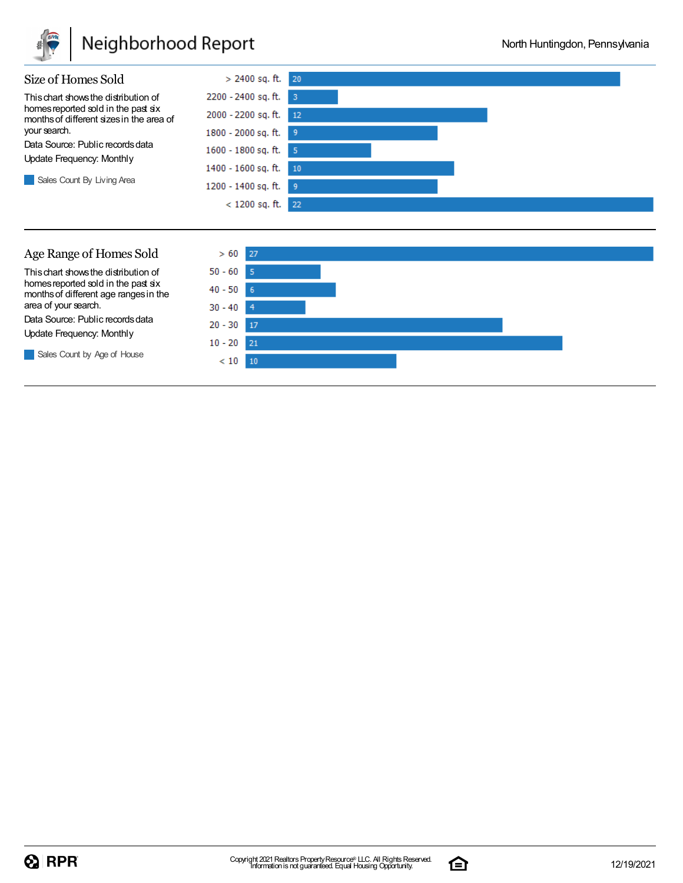## Size of Homes Sold

This chart shows the distribution of homes reported sold in the past six months of different sizes in the area of your search.

Data Source: Public records data

Update Frequency: Monthly

Sales Count By Living Area

| Living Area | Sales Count |
|---|---|
| > 2400 sq. ft. | 20 |
| 2200 - 2400 sq. ft. | 3 |
| 2000 - 2200 sq. ft. | 12 |
| 1800 - 2000 sq. ft. | 9 |
| 1600 - 1800 sq. ft. | 5 |
| 1400 - 1600 sq. ft. | 10 |
| 1200 - 1400 sq. ft. | 9 |
| < 1200 sq. ft. | 22 |

## Age Range of Homes Sold

This chart shows the distribution of homes reported sold in the past six months of different age ranges in the area of your search.

Data Source: Public records data

Update Frequency: Monthly

Sales Count by Age of House

| Age of House | Sales Count |
|---|---|
| > 60 | 27 |
| 50 - 60 | 5 |
| 40 - 50 | 6 |
| 30 - 40 | 4 |
| 20 - 30 | 17 |
| 10 - 20 | 21 |
| < 10 | 10 |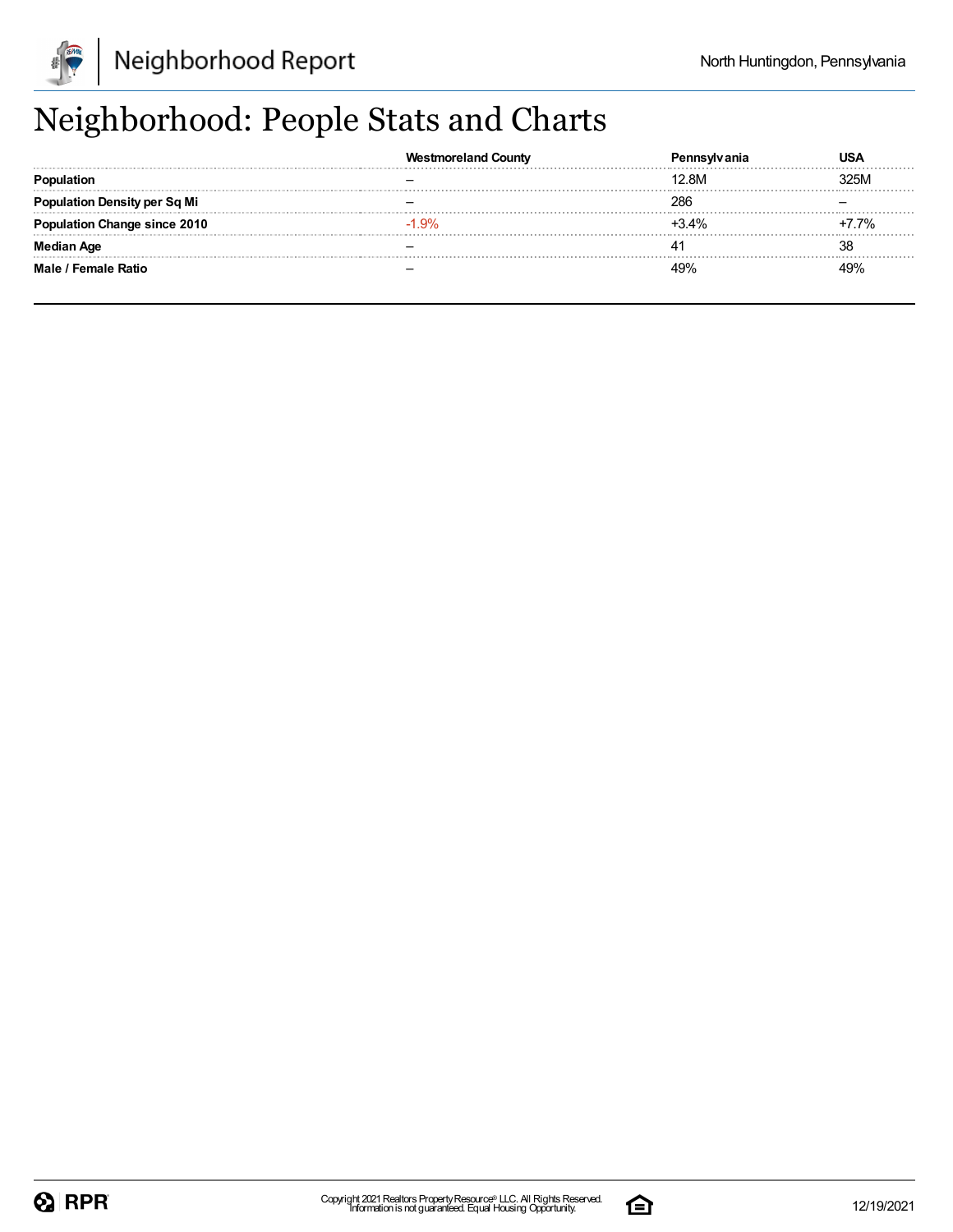# Neighborhood: People Stats and Charts

| | Westmoreland County | Pennsylvania | USA |
|---|---|---|---|
| **Population** | – | 12.8M | 325M |
| **Population Density per Sq Mi** | – | 286 | – |
| **Population Change since 2010** | -1.9% | +3.4% | +7.7% |
| **Median Age** | – | 41 | 38 |
| **Male / Female Ratio** | – | 49% | 49% |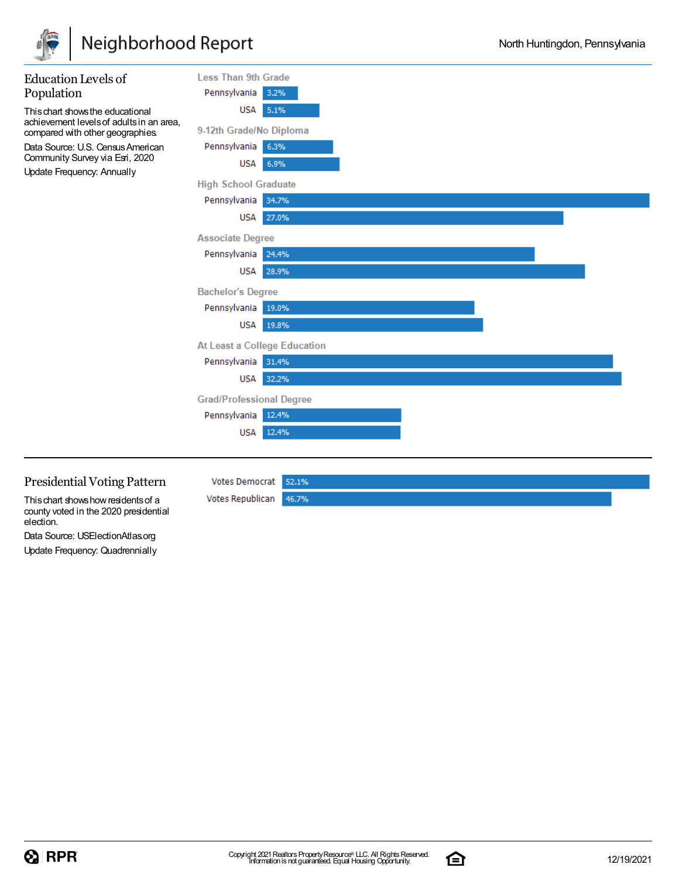## Education Levels of Population

This chart shows the educational achievement levels of adults in an area, compared with other geographies.

Data Source: U.S. Census American Community Survey via Esri, 2020

Update Frequency: Annually

| Education Level | Pennsylvania | USA |
|---|---|---|
| Less Than 9th Grade | 3.2% | 5.1% |
| 9-12th Grade/No Diploma | 6.3% | 6.9% |
| High School Graduate | 34.7% | 27.0% |
| Associate Degree | 24.4% | 28.9% |
| Bachelor's Degree | 19.0% | 19.8% |
| At Least a College Education | 31.4% | 32.2% |
| Grad/Professional Degree | 12.4% | 12.4% |

## Presidential Voting Pattern

This chart shows how residents of a county voted in the 2020 presidential election.

Data Source: USElectionAtlas.org

Update Frequency: Quadrennially

| | |
|---|---|
| Votes Democrat | 52.1% |
| Votes Republican | 46.7% |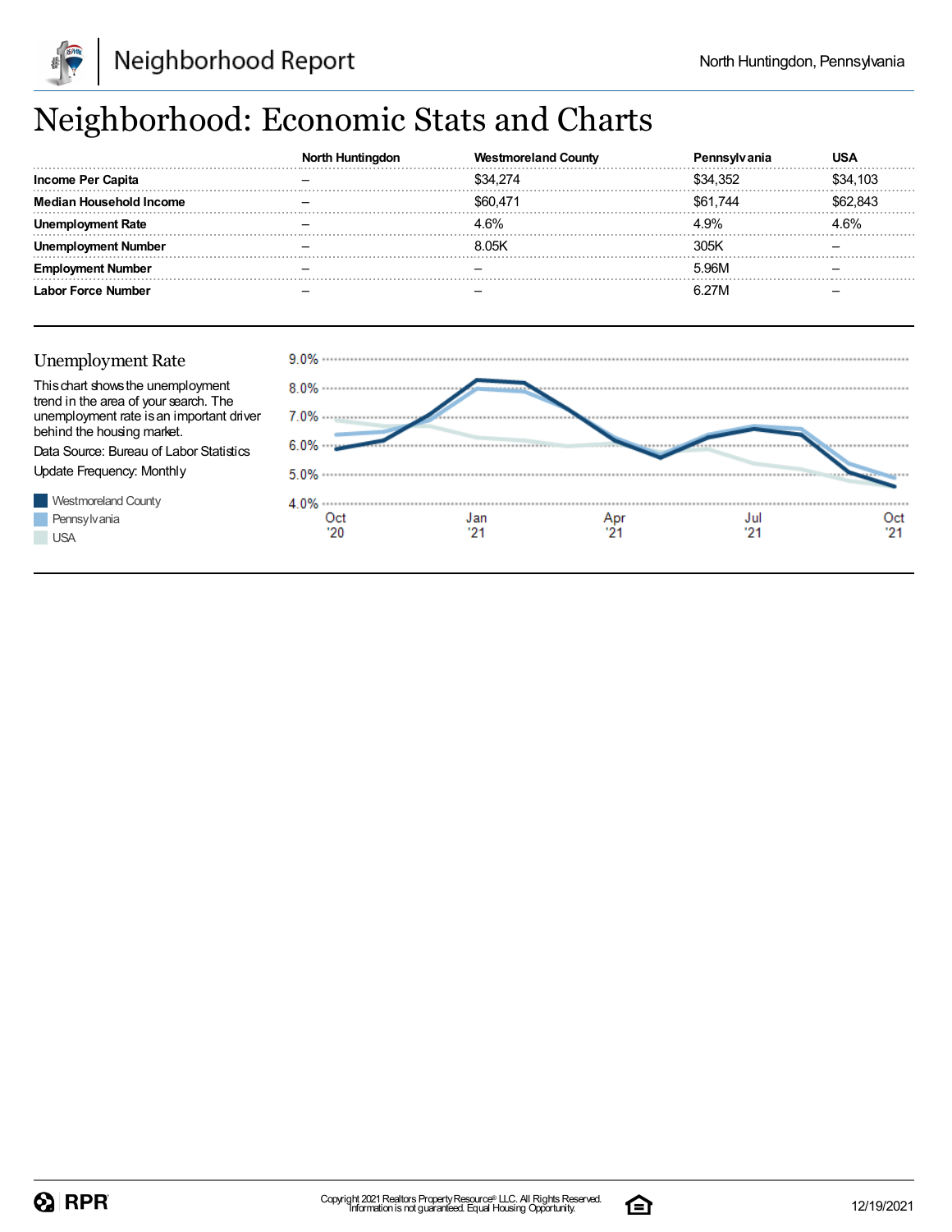# Neighborhood: Economic Stats and Charts

| | North Huntingdon | Westmoreland County | Pennsylvania | USA |
|---|---|---|---|---|
| **Income Per Capita** | – | $34,274 | $34,352 | $34,103 |
| **Median Household Income** | – | $60,471 | $61,744 | $62,843 |
| **Unemployment Rate** | – | 4.6% | 4.9% | 4.6% |
| **Unemployment Number** | – | 8.05K | 305K | – |
| **Employment Number** | – | – | 5.96M | – |
| **Labor Force Number** | – | – | 6.27M | – |

## Unemployment Rate

This chart shows the unemployment trend in the area of your search. The unemployment rate is an important driver behind the housing market.

Data Source: Bureau of Labor Statistics

Update Frequency: Monthly

Westmoreland County
Pennsylvania
USA

9.0%
8.0%
7.0%
6.0%
5.0%
4.0%

Oct '20 | Jan '21 | Apr '21 | Jul '21 | Oct '21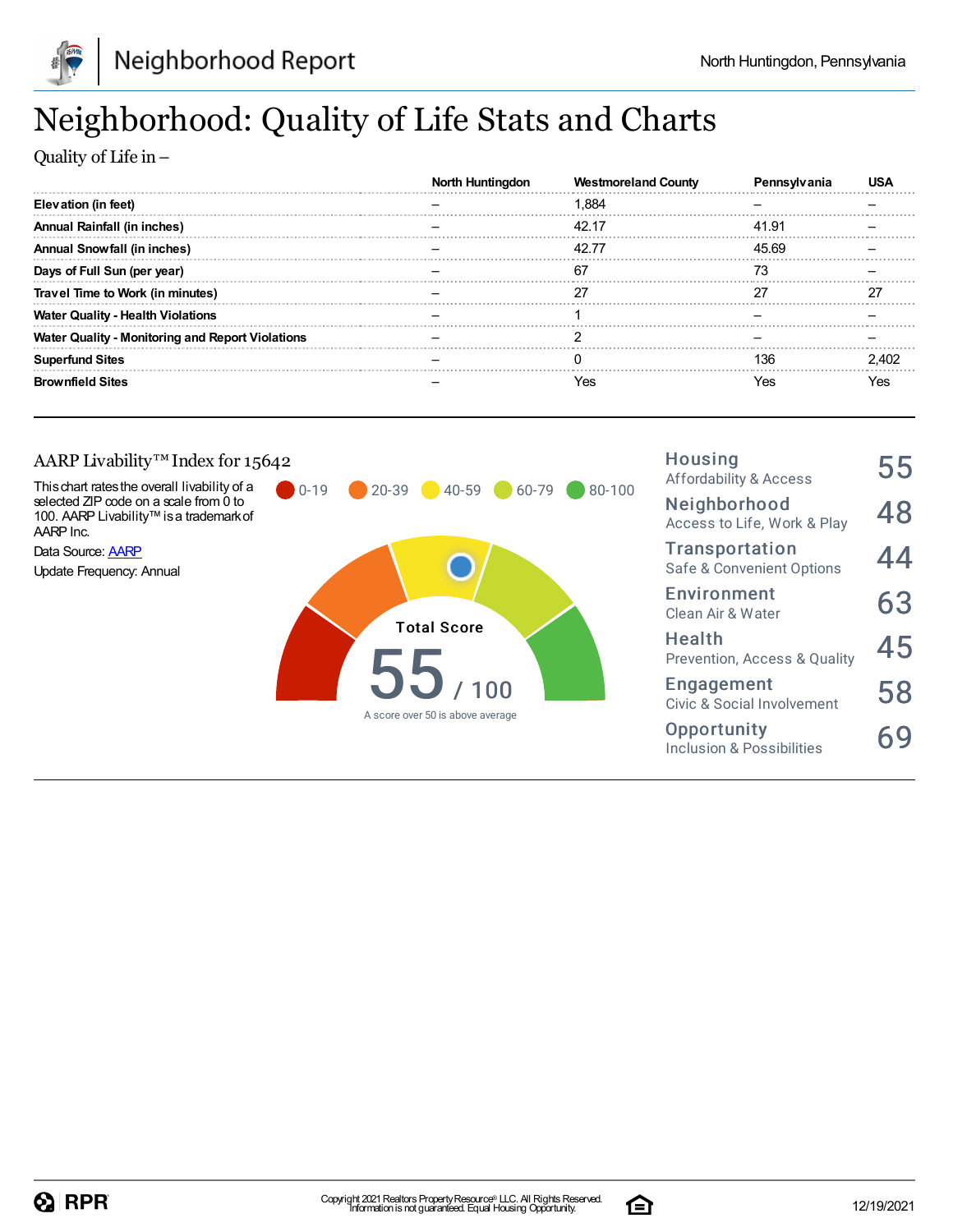# Neighborhood: Quality of Life Stats and Charts

Quality of Life in –

| | North Huntingdon | Westmoreland County | Pennsylvania | USA |
|---|---|---|---|---|
| **Elevation (in feet)** | – | 1,884 | – | – |
| **Annual Rainfall (in inches)** | – | 42.17 | 41.91 | – |
| **Annual Snowfall (in inches)** | – | 42.77 | 45.69 | – |
| **Days of Full Sun (per year)** | – | 67 | 73 | – |
| **Travel Time to Work (in minutes)** | – | 27 | 27 | 27 |
| **Water Quality - Health Violations** | – | 1 | – | – |
| **Water Quality - Monitoring and Report Violations** | – | 2 | – | – |
| **Superfund Sites** | – | 0 | 136 | 2,402 |
| **Brownfield Sites** | – | Yes | Yes | Yes |

## AARP Livability™ Index for 15642

This chart rates the overall livability of a selected ZIP code on a scale from 0 to 100. AARP Livability™ is a trademark of AARP Inc.

Data Source: AARP

Update Frequency: Annual

0-19 | 20-39 | 40-59 | 60-79 | 80-100

Total Score

**55** / 100

A score over 50 is above average

| Category | Score |
|---|---|
| **Housing** Affordability & Access | 55 |
| **Neighborhood** Access to Life, Work & Play | 48 |
| **Transportation** Safe & Convenient Options | 44 |
| **Environment** Clean Air & Water | 63 |
| **Health** Prevention, Access & Quality | 45 |
| **Engagement** Civic & Social Involvement | 58 |
| **Opportunity** Inclusion & Possibilities | 69 |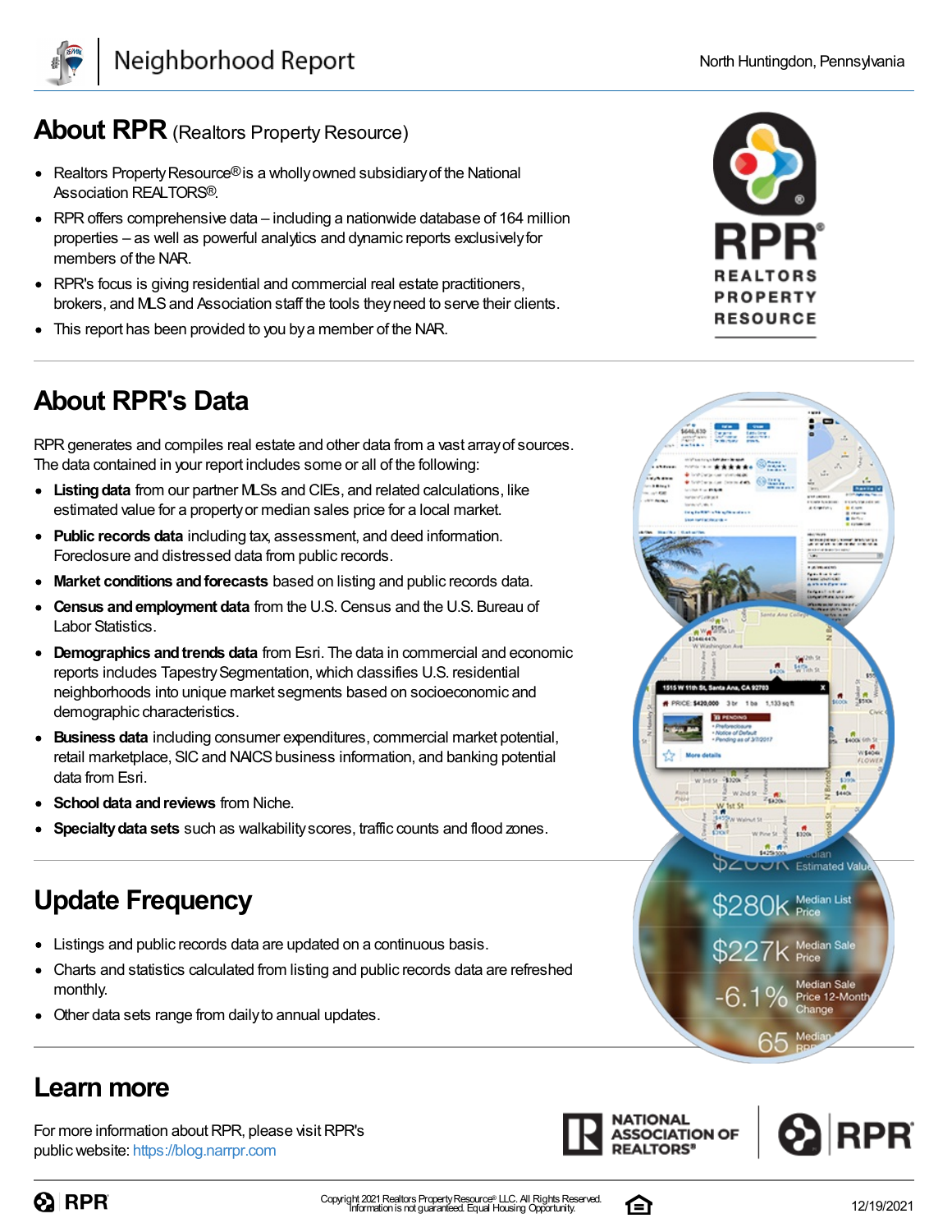## About RPR (Realtors Property Resource)

- Realtors Property Resource® is a wholly owned subsidiary of the National Association REALTORS®.
- RPR offers comprehensive data – including a nationwide database of 164 million properties – as well as powerful analytics and dynamic reports exclusively for members of the NAR.
- RPR's focus is giving residential and commercial real estate practitioners, brokers, and MLS and Association staff the tools they need to serve their clients.
- This report has been provided to you by a member of the NAR.

## About RPR's Data

RPR generates and compiles real estate and other data from a vast array of sources. The data contained in your report includes some or all of the following:

- **Listing data** from our partner MLSs and CIEs, and related calculations, like estimated value for a property or median sales price for a local market.
- **Public records data** including tax, assessment, and deed information. Foreclosure and distressed data from public records.
- **Market conditions and forecasts** based on listing and public records data.
- **Census and employment data** from the U.S. Census and the U.S. Bureau of Labor Statistics.
- **Demographics and trends data** from Esri. The data in commercial and economic reports includes Tapestry Segmentation, which classifies U.S. residential neighborhoods into unique market segments based on socioeconomic and demographic characteristics.
- **Business data** including consumer expenditures, commercial market potential, retail marketplace, SIC and NAICS business information, and banking potential data from Esri.
- **School data and reviews** from Niche.
- **Specialty data sets** such as walkability scores, traffic counts and flood zones.

## Update Frequency

- Listings and public records data are updated on a continuous basis.
- Charts and statistics calculated from listing and public records data are refreshed monthly.
- Other data sets range from daily to annual updates.

## Learn more

For more information about RPR, please visit RPR's public website: https://blog.narrpr.com